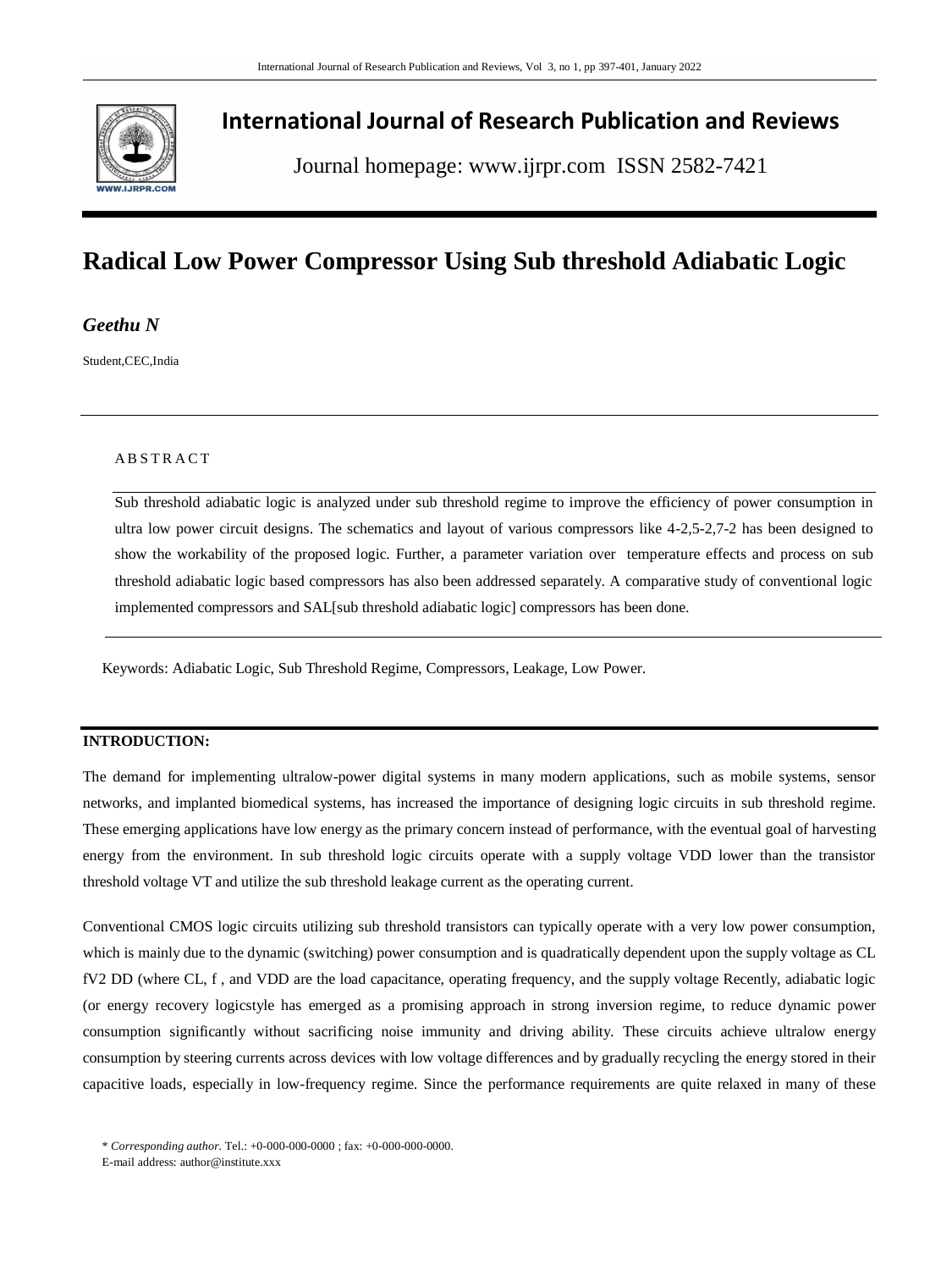# International Journal of Research Publication and Reviews

Journal homepage: www.ijrpr.com ISSN 2582-7421

# Radical Low Power Compressor Using Sub threshold Adiabatic Logic

***Geethu N***

Student,CEC,India

A B S T R A C T

Sub threshold adiabatic logic is analyzed under sub threshold regime to improve the efficiency of power consumption in ultra low power circuit designs. The schematics and layout of various compressors like 4-2,5-2,7-2 has been designed to show the workability of the proposed logic. Further, a parameter variation over temperature effects and process on sub threshold adiabatic logic based compressors has also been addressed separately. A comparative study of conventional logic implemented compressors and SAL[sub threshold adiabatic logic] compressors has been done.

Keywords: Adiabatic Logic, Sub Threshold Regime, Compressors, Leakage, Low Power.

## INTRODUCTION:

The demand for implementing ultralow-power digital systems in many modern applications, such as mobile systems, sensor networks, and implanted biomedical systems, has increased the importance of designing logic circuits in sub threshold regime. These emerging applications have low energy as the primary concern instead of performance, with the eventual goal of harvesting energy from the environment. In sub threshold logic circuits operate with a supply voltage VDD lower than the transistor threshold voltage VT and utilize the sub threshold leakage current as the operating current.

Conventional CMOS logic circuits utilizing sub threshold transistors can typically operate with a very low power consumption, which is mainly due to the dynamic (switching) power consumption and is quadratically dependent upon the supply voltage as $C_L f V^2_{DD}$ (where CL, f , and VDD are the load capacitance, operating frequency, and the supply voltage Recently, adiabatic logic (or energy recovery logicstyle has emerged as a promising approach in strong inversion regime, to reduce dynamic power consumption significantly without sacrificing noise immunity and driving ability. These circuits achieve ultralow energy consumption by steering currents across devices with low voltage differences and by gradually recycling the energy stored in their capacitive loads, especially in low-frequency regime. Since the performance requirements are quite relaxed in many of these

\* *Corresponding author*. Tel.: +0-000-000-0000 ; fax: +0-000-000-0000.
E-mail address: author@institute.xxx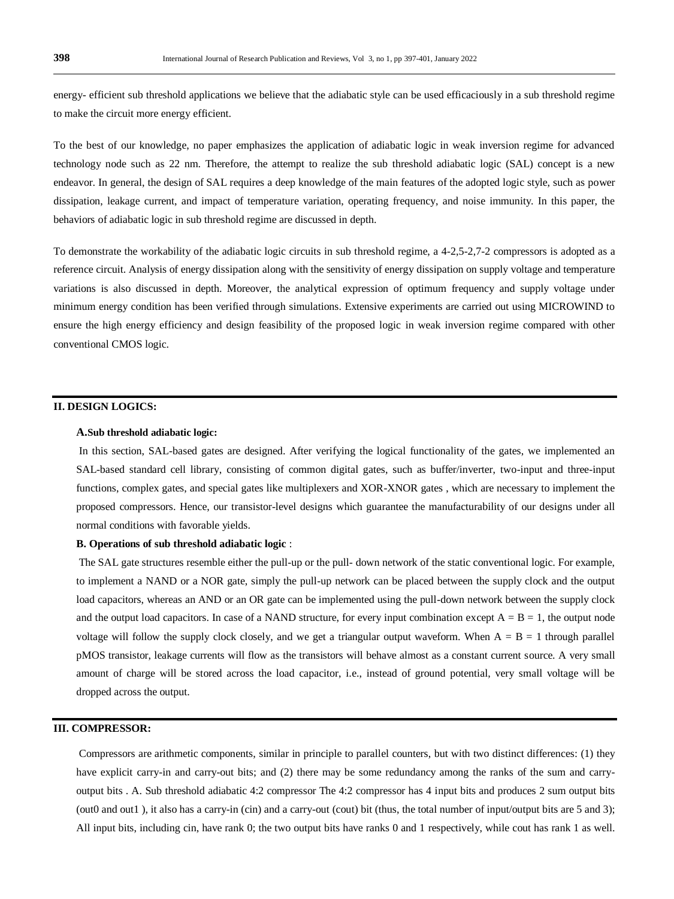energy- efficient sub threshold applications we believe that the adiabatic style can be used efficaciously in a sub threshold regime to make the circuit more energy efficient.

To the best of our knowledge, no paper emphasizes the application of adiabatic logic in weak inversion regime for advanced technology node such as 22 nm. Therefore, the attempt to realize the sub threshold adiabatic logic (SAL) concept is a new endeavor. In general, the design of SAL requires a deep knowledge of the main features of the adopted logic style, such as power dissipation, leakage current, and impact of temperature variation, operating frequency, and noise immunity. In this paper, the behaviors of adiabatic logic in sub threshold regime are discussed in depth.

To demonstrate the workability of the adiabatic logic circuits in sub threshold regime, a 4-2,5-2,7-2 compressors is adopted as a reference circuit. Analysis of energy dissipation along with the sensitivity of energy dissipation on supply voltage and temperature variations is also discussed in depth. Moreover, the analytical expression of optimum frequency and supply voltage under minimum energy condition has been verified through simulations. Extensive experiments are carried out using MICROWIND to ensure the high energy efficiency and design feasibility of the proposed logic in weak inversion regime compared with other conventional CMOS logic.

## II. DESIGN LOGICS:

### A. Sub threshold adiabatic logic:

In this section, SAL-based gates are designed. After verifying the logical functionality of the gates, we implemented an SAL-based standard cell library, consisting of common digital gates, such as buffer/inverter, two-input and three-input functions, complex gates, and special gates like multiplexers and XOR-XNOR gates , which are necessary to implement the proposed compressors. Hence, our transistor-level designs which guarantee the manufacturability of our designs under all normal conditions with favorable yields.

### B. Operations of sub threshold adiabatic logic :

The SAL gate structures resemble either the pull-up or the pull- down network of the static conventional logic. For example, to implement a NAND or a NOR gate, simply the pull-up network can be placed between the supply clock and the output load capacitors, whereas an AND or an OR gate can be implemented using the pull-down network between the supply clock and the output load capacitors. In case of a NAND structure, for every input combination except $A = B = 1$, the output node voltage will follow the supply clock closely, and we get a triangular output waveform. When $A = B = 1$ through parallel pMOS transistor, leakage currents will flow as the transistors will behave almost as a constant current source. A very small amount of charge will be stored across the load capacitor, i.e., instead of ground potential, very small voltage will be dropped across the output.

## III. COMPRESSOR:

Compressors are arithmetic components, similar in principle to parallel counters, but with two distinct differences: (1) they have explicit carry-in and carry-out bits; and (2) there may be some redundancy among the ranks of the sum and carry-output bits . A. Sub threshold adiabatic 4:2 compressor The 4:2 compressor has 4 input bits and produces 2 sum output bits (out0 and out1 ), it also has a carry-in (cin) and a carry-out (cout) bit (thus, the total number of input/output bits are 5 and 3); All input bits, including cin, have rank 0; the two output bits have ranks 0 and 1 respectively, while cout has rank 1 as well.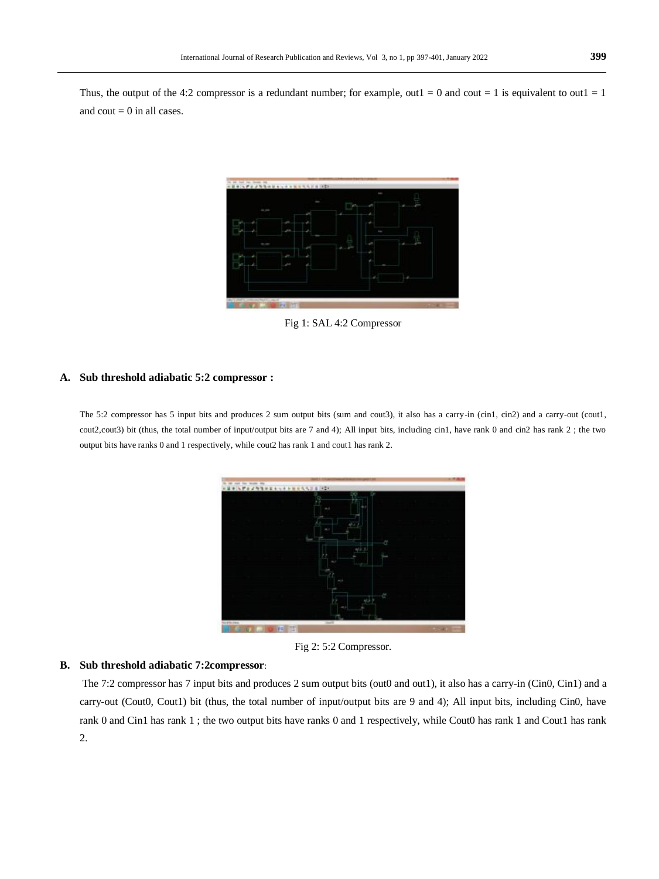Thus, the output of the 4:2 compressor is a redundant number; for example, out1 = 0 and cout = 1 is equivalent to out1 = 1 and cout = 0 in all cases.

Fig 1: SAL 4:2 Compressor

### A. Sub threshold adiabatic 5:2 compressor :

The 5:2 compressor has 5 input bits and produces 2 sum output bits (sum and cout3), it also has a carry-in (cin1, cin2) and a carry-out (cout1, cout2,cout3) bit (thus, the total number of input/output bits are 7 and 4); All input bits, including cin1, have rank 0 and cin2 has rank 2 ; the two output bits have ranks 0 and 1 respectively, while cout2 has rank 1 and cout1 has rank 2.

Fig 2: 5:2 Compressor.

### B. Sub threshold adiabatic 7:2compressor:

The 7:2 compressor has 7 input bits and produces 2 sum output bits (out0 and out1), it also has a carry-in (Cin0, Cin1) and a carry-out (Cout0, Cout1) bit (thus, the total number of input/output bits are 9 and 4); All input bits, including Cin0, have rank 0 and Cin1 has rank 1 ; the two output bits have ranks 0 and 1 respectively, while Cout0 has rank 1 and Cout1 has rank 2.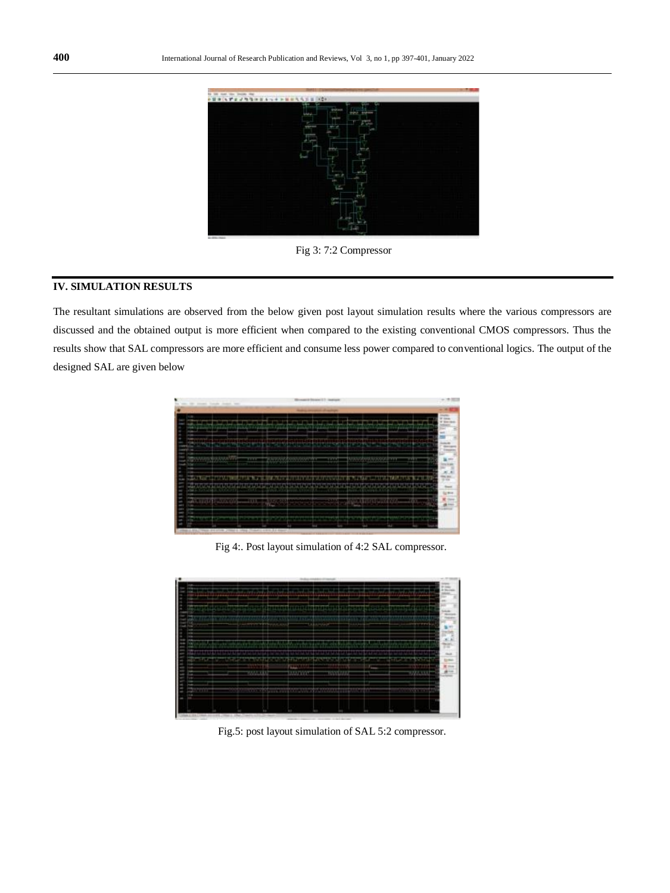Fig 3: 7:2 Compressor

## IV. SIMULATION RESULTS

The resultant simulations are observed from the below given post layout simulation results where the various compressors are discussed and the obtained output is more efficient when compared to the existing conventional CMOS compressors. Thus the results show that SAL compressors are more efficient and consume less power compared to conventional logics. The output of the designed SAL are given below

Fig 4:. Post layout simulation of 4:2 SAL compressor.

Fig.5: post layout simulation of SAL 5:2 compressor.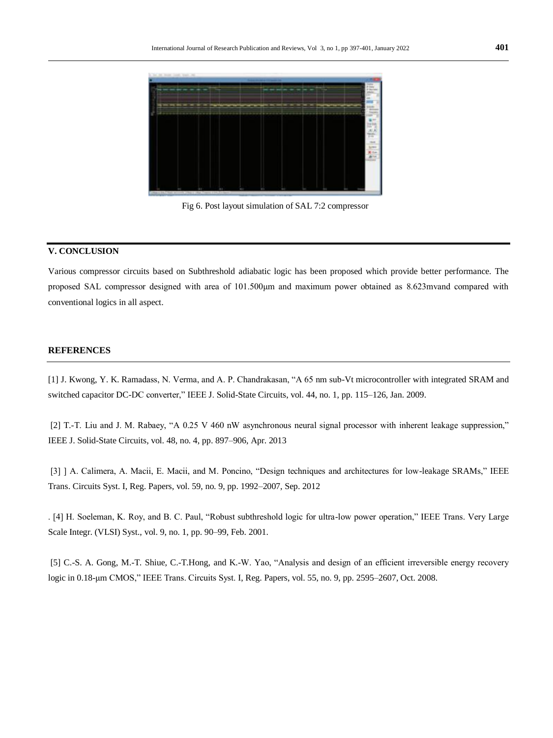Fig 6. Post layout simulation of SAL 7:2 compressor

## V. CONCLUSION

Various compressor circuits based on Subthreshold adiabatic logic has been proposed which provide better performance. The proposed SAL compressor designed with area of 101.500µm and maximum power obtained as 8.623mvand compared with conventional logics in all aspect.

## REFERENCES

[1] J. Kwong, Y. K. Ramadass, N. Verma, and A. P. Chandrakasan, "A 65 nm sub-Vt microcontroller with integrated SRAM and switched capacitor DC-DC converter," IEEE J. Solid-State Circuits, vol. 44, no. 1, pp. 115–126, Jan. 2009.

[2] T.-T. Liu and J. M. Rabaey, "A 0.25 V 460 nW asynchronous neural signal processor with inherent leakage suppression," IEEE J. Solid-State Circuits, vol. 48, no. 4, pp. 897–906, Apr. 2013

[3] ] A. Calimera, A. Macii, E. Macii, and M. Poncino, "Design techniques and architectures for low-leakage SRAMs," IEEE Trans. Circuits Syst. I, Reg. Papers, vol. 59, no. 9, pp. 1992–2007, Sep. 2012

. [4] H. Soeleman, K. Roy, and B. C. Paul, "Robust subthreshold logic for ultra-low power operation," IEEE Trans. Very Large Scale Integr. (VLSI) Syst., vol. 9, no. 1, pp. 90–99, Feb. 2001.

[5] C.-S. A. Gong, M.-T. Shiue, C.-T.Hong, and K.-W. Yao, "Analysis and design of an efficient irreversible energy recovery logic in 0.18-µm CMOS," IEEE Trans. Circuits Syst. I, Reg. Papers, vol. 55, no. 9, pp. 2595–2607, Oct. 2008.